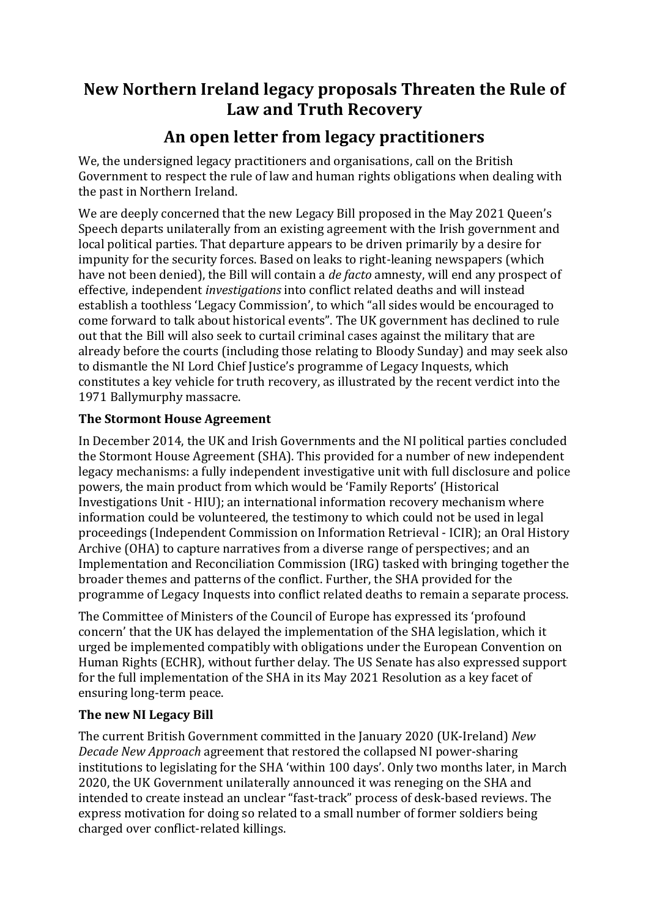# New Northern Ireland legacy proposals Threaten the Rule of Law and Truth Recovery

## An open letter from legacy practitioners

We, the undersigned legacy practitioners and organisations, call on the British Government to respect the rule of law and human rights obligations when dealing with the past in Northern Ireland.

We are deeply concerned that the new Legacy Bill proposed in the May 2021 Queen's Speech departs unilaterally from an existing agreement with the Irish government and local political parties. That departure appears to be driven primarily by a desire for impunity for the security forces. Based on leaks to right-leaning newspapers (which have not been denied), the Bill will contain a *de facto* amnesty, will end any prospect of effective, independent *investigations* into conflict related deaths and will instead establish a toothless 'Legacy Commission', to which "all sides would be encouraged to come forward to talk about historical events". The UK government has declined to rule out that the Bill will also seek to curtail criminal cases against the military that are already before the courts (including those relating to Bloody Sunday) and may seek also to dismantle the NI Lord Chief Justice's programme of Legacy Inquests, which constitutes a key vehicle for truth recovery, as illustrated by the recent verdict into the 1971 Ballymurphy massacre.

### The Stormont House Agreement

In December 2014, the UK and Irish Governments and the NI political parties concluded the Stormont House Agreement (SHA). This provided for a number of new independent legacy mechanisms: a fully independent investigative unit with full disclosure and police powers, the main product from which would be 'Family Reports' (Historical Investigations Unit - HIU); an international information recovery mechanism where information could be volunteered, the testimony to which could not be used in legal proceedings (Independent Commission on Information Retrieval - ICIR); an Oral History Archive (OHA) to capture narratives from a diverse range of perspectives; and an Implementation and Reconciliation Commission (IRG) tasked with bringing together the broader themes and patterns of the conflict. Further, the SHA provided for the programme of Legacy Inquests into conflict related deaths to remain a separate process.

The Committee of Ministers of the Council of Europe has expressed its 'profound concern' that the UK has delayed the implementation of the SHA legislation, which it urged be implemented compatibly with obligations under the European Convention on Human Rights (ECHR), without further delay. The US Senate has also expressed support for the full implementation of the SHA in its May 2021 Resolution as a key facet of ensuring long-term peace.

### The new NI Legacy Bill

The current British Government committed in the January 2020 (UK-Ireland) *New Decade New Approach* agreement that restored the collapsed NI power-sharing institutions to legislating for the SHA 'within 100 days'. Only two months later, in March 2020, the UK Government unilaterally announced it was reneging on the SHA and intended to create instead an unclear "fast-track" process of desk-based reviews. The express motivation for doing so related to a small number of former soldiers being charged over conflict-related killings.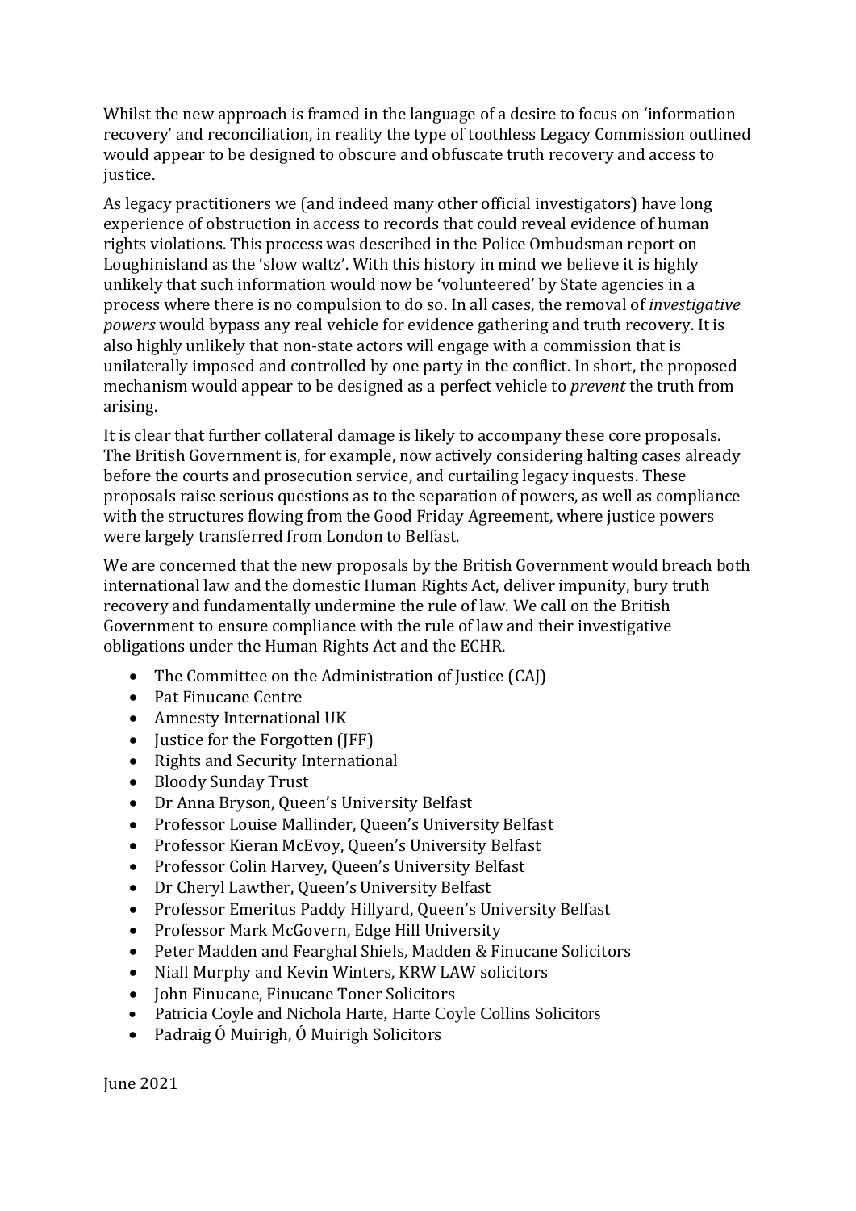Whilst the new approach is framed in the language of a desire to focus on 'information recovery' and reconciliation, in reality the type of toothless Legacy Commission outlined would appear to be designed to obscure and obfuscate truth recovery and access to justice.

As legacy practitioners we (and indeed many other official investigators) have long experience of obstruction in access to records that could reveal evidence of human rights violations. This process was described in the Police Ombudsman report on Loughinisland as the 'slow waltz'. With this history in mind we believe it is highly unlikely that such information would now be 'volunteered' by State agencies in a process where there is no compulsion to do so. In all cases, the removal of *investigative powers* would bypass any real vehicle for evidence gathering and truth recovery. It is also highly unlikely that non-state actors will engage with a commission that is unilaterally imposed and controlled by one party in the conflict. In short, the proposed mechanism would appear to be designed as a perfect vehicle to *prevent* the truth from arising.

It is clear that further collateral damage is likely to accompany these core proposals. The British Government is, for example, now actively considering halting cases already before the courts and prosecution service, and curtailing legacy inquests. These proposals raise serious questions as to the separation of powers, as well as compliance with the structures flowing from the Good Friday Agreement, where justice powers were largely transferred from London to Belfast.

We are concerned that the new proposals by the British Government would breach both international law and the domestic Human Rights Act, deliver impunity, bury truth recovery and fundamentally undermine the rule of law. We call on the British Government to ensure compliance with the rule of law and their investigative obligations under the Human Rights Act and the ECHR.

- The Committee on the Administration of Justice (CAJ)
- Pat Finucane Centre
- Amnesty International UK
- Justice for the Forgotten (JFF)
- Rights and Security International
- Bloody Sunday Trust
- Dr Anna Bryson, Queen's University Belfast
- Professor Louise Mallinder, Queen's University Belfast
- Professor Kieran McEvoy, Queen's University Belfast
- Professor Colin Harvey, Queen's University Belfast
- Dr Cheryl Lawther, Queen's University Belfast
- Professor Emeritus Paddy Hillyard, Queen's University Belfast
- Professor Mark McGovern, Edge Hill University
- Peter Madden and Fearghal Shiels, Madden & Finucane Solicitors
- Niall Murphy and Kevin Winters, KRW LAW solicitors
- John Finucane, Finucane Toner Solicitors
- Patricia Coyle and Nichola Harte, Harte Coyle Collins Solicitors
- Padraig Ó Muirigh, Ó Muirigh Solicitors

June 2021